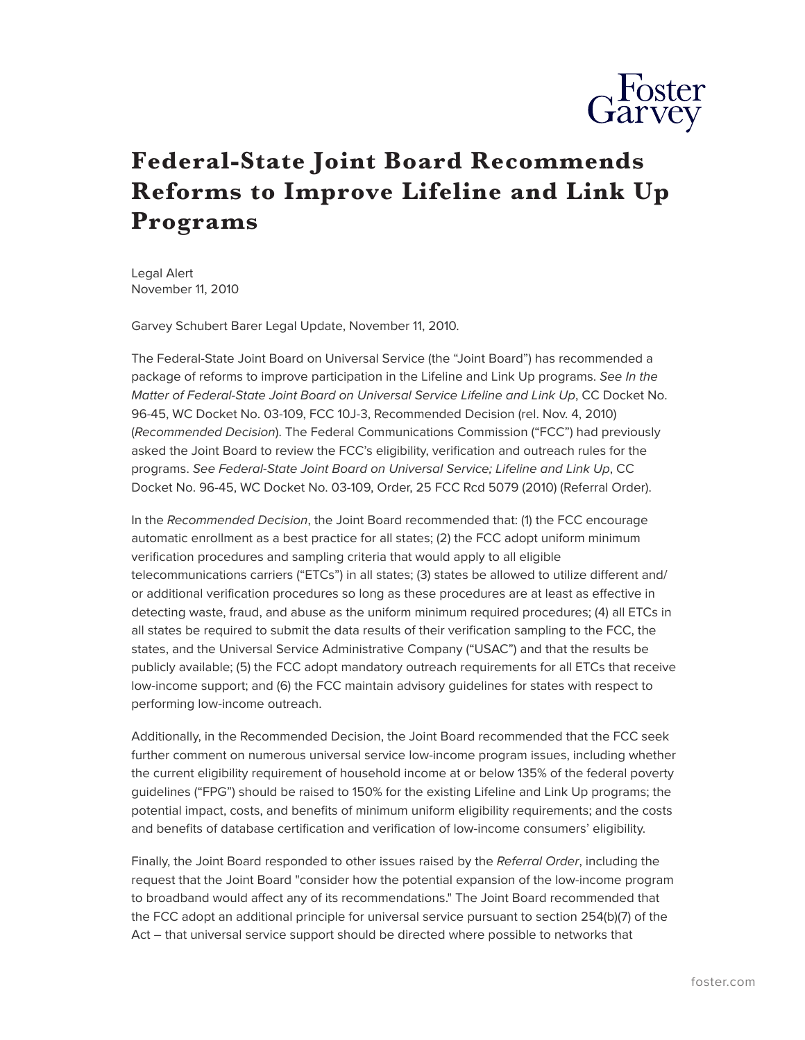# Federal-State Joint Board Recommends Reforms to Improve Lifeline and Link Up Programs

Legal Alert
November 11, 2010

Garvey Schubert Barer Legal Update, November 11, 2010.

The Federal-State Joint Board on Universal Service (the "Joint Board") has recommended a package of reforms to improve participation in the Lifeline and Link Up programs. *See In the Matter of Federal-State Joint Board on Universal Service Lifeline and Link Up*, CC Docket No. 96-45, WC Docket No. 03-109, FCC 10J-3, Recommended Decision (rel. Nov. 4, 2010) (*Recommended Decision*). The Federal Communications Commission ("FCC") had previously asked the Joint Board to review the FCC's eligibility, verification and outreach rules for the programs. *See Federal-State Joint Board on Universal Service; Lifeline and Link Up*, CC Docket No. 96-45, WC Docket No. 03-109, Order, 25 FCC Rcd 5079 (2010) (Referral Order).

In the *Recommended Decision*, the Joint Board recommended that: (1) the FCC encourage automatic enrollment as a best practice for all states; (2) the FCC adopt uniform minimum verification procedures and sampling criteria that would apply to all eligible telecommunications carriers ("ETCs") in all states; (3) states be allowed to utilize different and/or additional verification procedures so long as these procedures are at least as effective in detecting waste, fraud, and abuse as the uniform minimum required procedures; (4) all ETCs in all states be required to submit the data results of their verification sampling to the FCC, the states, and the Universal Service Administrative Company ("USAC") and that the results be publicly available; (5) the FCC adopt mandatory outreach requirements for all ETCs that receive low-income support; and (6) the FCC maintain advisory guidelines for states with respect to performing low-income outreach.

Additionally, in the Recommended Decision, the Joint Board recommended that the FCC seek further comment on numerous universal service low-income program issues, including whether the current eligibility requirement of household income at or below 135% of the federal poverty guidelines ("FPG") should be raised to 150% for the existing Lifeline and Link Up programs; the potential impact, costs, and benefits of minimum uniform eligibility requirements; and the costs and benefits of database certification and verification of low-income consumers' eligibility.

Finally, the Joint Board responded to other issues raised by the *Referral Order*, including the request that the Joint Board "consider how the potential expansion of the low-income program to broadband would affect any of its recommendations." The Joint Board recommended that the FCC adopt an additional principle for universal service pursuant to section 254(b)(7) of the Act – that universal service support should be directed where possible to networks that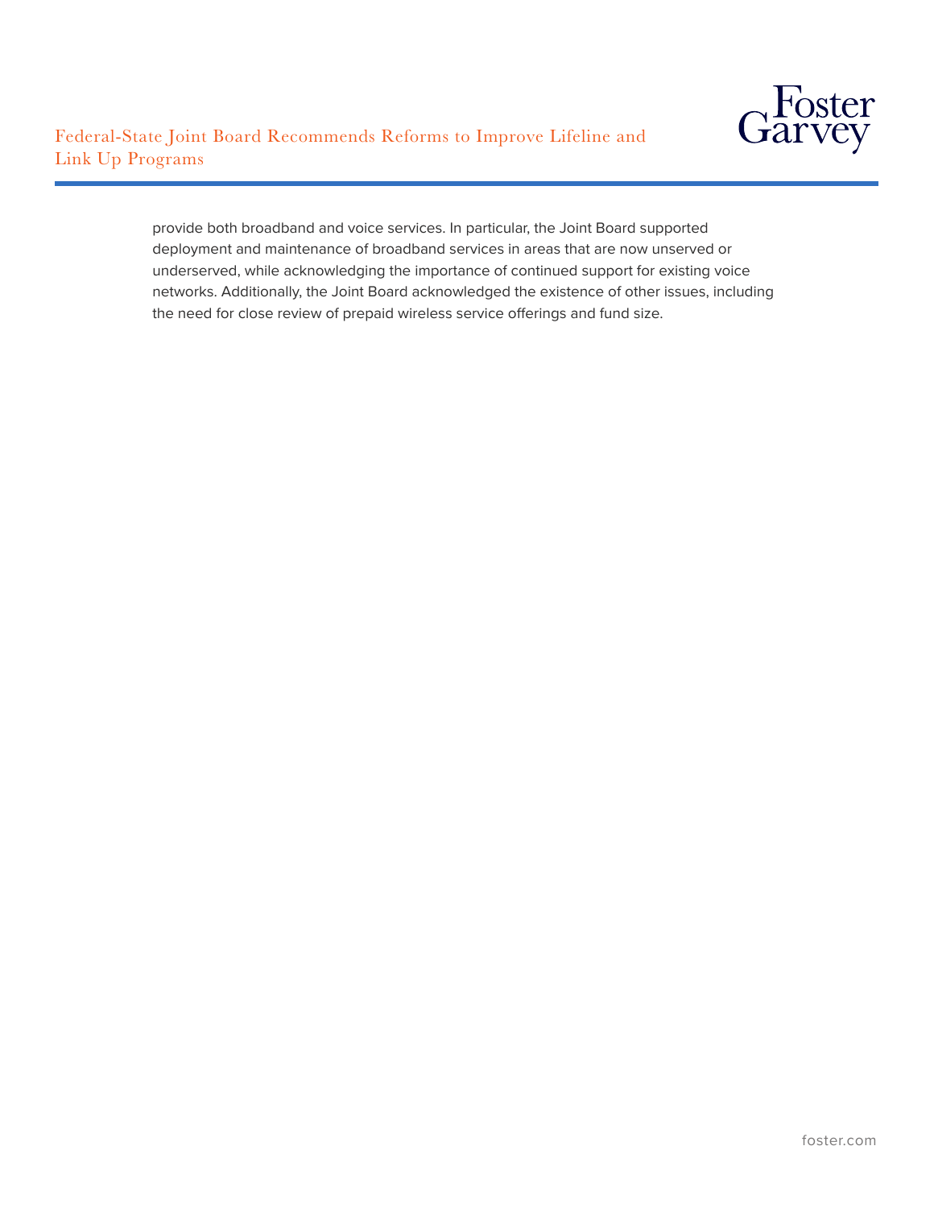provide both broadband and voice services. In particular, the Joint Board supported deployment and maintenance of broadband services in areas that are now unserved or underserved, while acknowledging the importance of continued support for existing voice networks. Additionally, the Joint Board acknowledged the existence of other issues, including the need for close review of prepaid wireless service offerings and fund size.